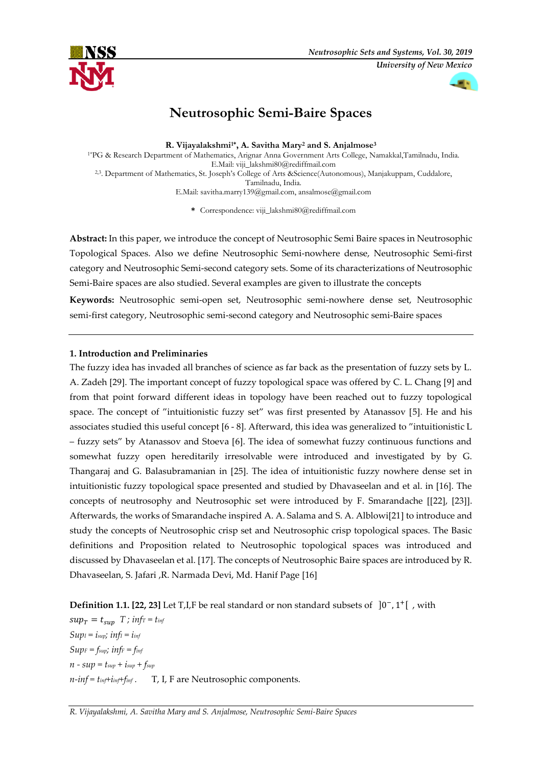# Neutrosophic Semi-Baire Spaces

**R. Vijayalakshmi[1*], A. Savitha Mary[2] and S. Anjalmose[3]**

[1*]PG & Research Department of Mathematics, Arignar Anna Government Arts College, Namakkal,Tamilnadu, India. E.Mail: viji_lakshmi80@rediffmail.com

[2,3]. Department of Mathematics, St. Joseph's College of Arts &Science(Autonomous), Manjakuppam, Cuddalore, Tamilnadu, India.

E.Mail: savitha.marry139@gmail.com, ansalmose@gmail.com

\* Correspondence: viji_lakshmi80@rediffmail.com

**Abstract:** In this paper, we introduce the concept of Neutrosophic Semi Baire spaces in Neutrosophic Topological Spaces. Also we define Neutrosophic Semi-nowhere dense, Neutrosophic Semi-first category and Neutrosophic Semi-second category sets. Some of its characterizations of Neutrosophic Semi-Baire spaces are also studied. Several examples are given to illustrate the concepts

**Keywords:** Neutrosophic semi-open set, Neutrosophic semi-nowhere dense set, Neutrosophic semi-first category, Neutrosophic semi-second category and Neutrosophic semi-Baire spaces

---

## 1. Introduction and Preliminaries

The fuzzy idea has invaded all branches of science as far back as the presentation of fuzzy sets by L. A. Zadeh [29]. The important concept of fuzzy topological space was offered by C. L. Chang [9] and from that point forward different ideas in topology have been reached out to fuzzy topological space. The concept of "intuitionistic fuzzy set" was first presented by Atanassov [5]. He and his associates studied this useful concept [6 - 8]. Afterward, this idea was generalized to "intuitionistic L – fuzzy sets" by Atanassov and Stoeva [6]. The idea of somewhat fuzzy continuous functions and somewhat fuzzy open hereditarily irresolvable were introduced and investigated by by G. Thangaraj and G. Balasubramanian in [25]. The idea of intuitionistic fuzzy nowhere dense set in intuitionistic fuzzy topological space presented and studied by Dhavaseelan and et al. in [16]. The concepts of neutrosophy and Neutrosophic set were introduced by F. Smarandache [[22], [23]]. Afterwards, the works of Smarandache inspired A. A. Salama and S. A. Alblowi[21] to introduce and study the concepts of Neutrosophic crisp set and Neutrosophic crisp topological spaces. The Basic definitions and Proposition related to Neutrosophic topological spaces was introduced and discussed by Dhavaseelan et al. [17]. The concepts of Neutrosophic Baire spaces are introduced by R. Dhavaseelan, S. Jafari ,R. Narmada Devi, Md. Hanif Page [16]

**Definition 1.1. [22, 23]** Let T,I,F be real standard or non standard subsets of $]0^{-}, 1^{+}[$ , with

$sup_T = t_{sup}\ T$ ; $inf_T = t_{inf}$

$Sup_I = i_{sup}$; $inf_I = i_{inf}$

$Sup_F = f_{sup}$; $inf_F = f_{inf}$

$n$ - $sup = t_{sup} + i_{sup} + f_{sup}$

$n$-$inf = t_{inf}+i_{inf}+f_{inf}$ . T, I, F are Neutrosophic components.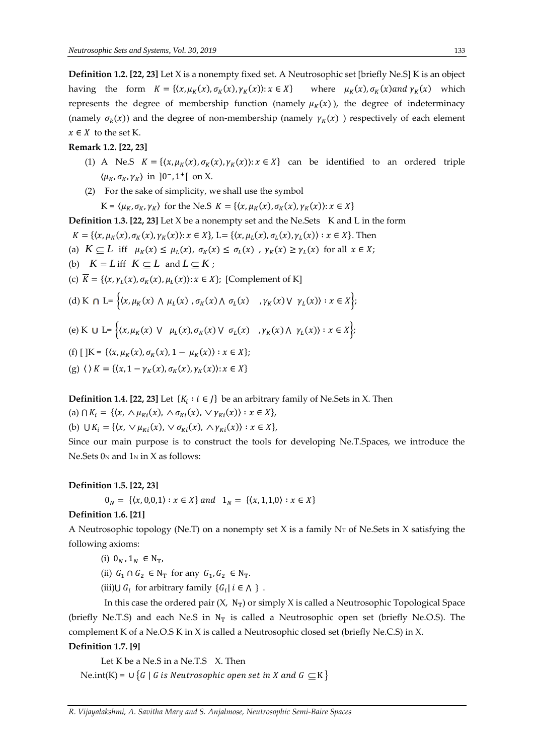**Definition 1.2. [22, 23]** Let X is a nonempty fixed set. A Neutrosophic set [briefly Ne.S] K is an object having the form $K = \{\langle x, \mu_K(x), \sigma_K(x), \gamma_K(x)\rangle : x \in X\}$ where $\mu_K(x), \sigma_K(x) and\ \gamma_K(x)$ which represents the degree of membership function (namely $\mu_K(x)$ ), the degree of indeterminacy (namely $\sigma_k(x)$) and the degree of non-membership (namely $\gamma_K(x)$ ) respectively of each element $x \in X$ to the set K.

**Remark 1.2. [22, 23]**

(1) A Ne.S $K = \{\langle x, \mu_K(x), \sigma_K(x), \gamma_K(x)\rangle : x \in X\}$ can be identified to an ordered triple $\langle \mu_K, \sigma_K, \gamma_K \rangle$ in $]0^-, 1^+[$ on X.

(2) For the sake of simplicity, we shall use the symbol

K = $\langle \mu_K, \sigma_K, \gamma_K \rangle$ for the Ne.S $K = \{\langle x, \mu_K(x), \sigma_K(x), \gamma_K(x)\rangle : x \in X\}$

**Definition 1.3. [22, 23]** Let X be a nonempty set and the Ne.Sets K and L in the form

$K = \{\langle x, \mu_K(x), \sigma_K(x), \gamma_K(x)\rangle : x \in X\}$, L= $\{\langle x, \mu_L(x), \sigma_L(x), \gamma_L(x)\rangle : x \in X\}$. Then

(a) $K \subseteq L$ iff $\mu_K(x) \leq \mu_L(x)$, $\sigma_K(x) \leq \sigma_L(x)$ , $\gamma_K(x) \geq \gamma_L(x)$ for all $x \in X$;

(b) $K = L$ iff $K \subseteq L$ and $L \subseteq K$ ;

(c) $\overline{K} = \{\langle x, \gamma_L(x), \sigma_K(x), \mu_L(x)\rangle : x \in X\}$; [Complement of K]

(d) K $\cap$ L= $\left\{\langle x, \mu_K(x) \wedge \mu_L(x) , \sigma_K(x) \wedge \sigma_L(x) , \gamma_K(x) \vee \gamma_L(x)\rangle : x \in X\right\}$;

(e) K $\cup$ L= $\left\{\langle x, \mu_K(x) \vee \mu_L(x), \sigma_K(x) \vee \sigma_L(x) , \gamma_K(x) \wedge \gamma_L(x)\rangle : x \in X\right\}$;

(f) [ ]K = $\{\langle x, \mu_K(x), \sigma_K(x), 1 - \mu_K(x)\rangle : x \in X\}$;

(g) $\langle\, \rangle K = \{\langle x, 1 - \gamma_K(x), \sigma_K(x), \gamma_K(x)\rangle : x \in X\}$

**Definition 1.4. [22, 23]** Let $\{K_i : i \in J\}$ be an arbitrary family of Ne.Sets in X. Then

(a) $\bigcap K_i = \{\langle x, \wedge \mu_{Ki}(x), \wedge \sigma_{Ki}(x), \vee \gamma_{Ki}(x)\rangle : x \in X\}$,

(b) $\bigcup K_i = \{\langle x, \vee \mu_{Ki}(x), \vee \sigma_{Ki}(x), \wedge \gamma_{Ki}(x)\rangle : x \in X\}$,

Since our main purpose is to construct the tools for developing Ne.T.Spaces, we introduce the Ne.Sets $0_N$ and $1_N$ in X as follows:

**Definition 1.5. [22, 23]**

$$0_N = \{\langle x, 0,0,1\rangle : x \in X\}\ and\ \ 1_N = \{\langle x, 1,1,0\rangle : x \in X\}$$

**Definition 1.6. [21]**

A Neutrosophic topology (Ne.T) on a nonempty set X is a family $N_T$ of Ne.Sets in X satisfying the following axioms:

(i) $0_N , 1_N \in N_T$,

(ii) $G_1 \cap G_2 \in N_T$ for any $G_1, G_2 \in N_T$.

(iii)$\bigcup G_i$ for arbitrary family $\{G_i | i \in \wedge\}$ .

In this case the ordered pair (X, $N_T$) or simply X is called a Neutrosophic Topological Space (briefly Ne.T.S) and each Ne.S in $N_T$ is called a Neutrosophic open set (briefly Ne.O.S). The complement K of a Ne.O.S K in X is called a Neutrosophic closed set (briefly Ne.C.S) in X.

**Definition 1.7. [9]**

Let K be a Ne.S in a Ne.T.S X. Then

Ne.int(K) = $\cup \{G \mid G\ is\ Neutrosophic\ open\ set\ in\ X\ and\ G \subseteq K\}$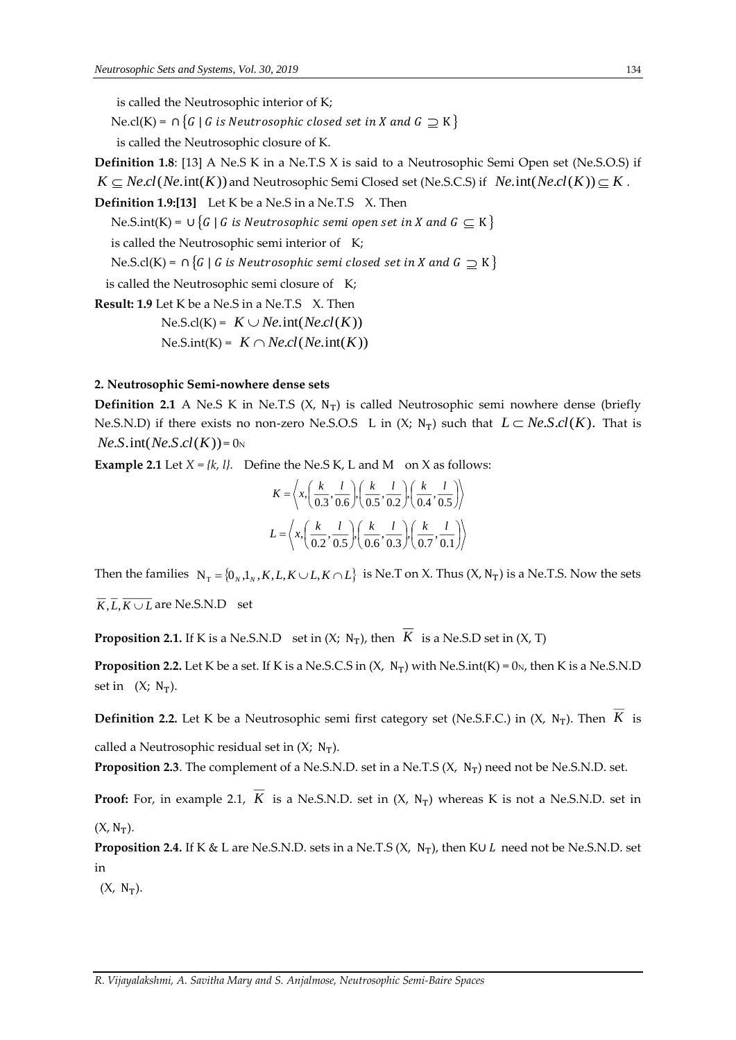is called the Neutrosophic interior of K;

Ne.cl(K) = $\cap\{G \mid G \text{ is Neutrosophic closed set in } X \text{ and } G \supseteq K\}$

is called the Neutrosophic closure of K.

**Definition 1.8**: [13] A Ne.S K in a Ne.T.S X is said to a Neutrosophic Semi Open set (Ne.S.O.S) if $K \subseteq Ne.cl(Ne.\text{int}(K))$ and Neutrosophic Semi Closed set (Ne.S.C.S) if $Ne.\text{int}(Ne.cl(K)) \subseteq K$.

**Definition 1.9:[13]** Let K be a Ne.S in a Ne.T.S X. Then

Ne.S.int(K) = $\cup\{G \mid G \text{ is Neutrosophic semi open set in } X \text{ and } G \subseteq K\}$

is called the Neutrosophic semi interior of K;

Ne.S.cl(K) = $\cap\{G \mid G \text{ is Neutrosophic semi closed set in } X \text{ and } G \supseteq K\}$

is called the Neutrosophic semi closure of K;

**Result: 1.9** Let K be a Ne.S in a Ne.T.S X. Then

Ne.S.cl(K) = $K \cup Ne.\text{int}(Ne.cl(K))$

Ne.S.int(K) = $K \cap Ne.cl(Ne.\text{int}(K))$

**2. Neutrosophic Semi-nowhere dense sets**

**Definition 2.1** A Ne.S K in Ne.T.S (X, $N_T$) is called Neutrosophic semi nowhere dense (briefly Ne.S.N.D) if there exists no non-zero Ne.S.O.S L in (X; $N_T$) such that $L \subset Ne.S.cl(K)$. That is $Ne.S.\text{int}(Ne.S.cl(K)) = 0_N$

**Example 2.1** Let $X = \{k, l\}$. Define the Ne.S K, L and M on X as follows:

$$K = \left\langle x, \left(\frac{k}{0.3}, \frac{l}{0.6}\right), \left(\frac{k}{0.5}, \frac{l}{0.2}\right), \left(\frac{k}{0.4}, \frac{l}{0.5}\right) \right\rangle$$

$$L = \left\langle x, \left(\frac{k}{0.2}, \frac{l}{0.5}\right), \left(\frac{k}{0.6}, \frac{l}{0.3}\right), \left(\frac{k}{0.7}, \frac{l}{0.1}\right) \right\rangle$$

Then the families $N_T = \{0_N, 1_N, K, L, K \cup L, K \cap L\}$ is Ne.T on X. Thus (X, $N_T$) is a Ne.T.S. Now the sets $\overline{K}, \overline{L}, \overline{K \cup L}$ are Ne.S.N.D set

**Proposition 2.1.** If K is a Ne.S.N.D set in (X; $N_T$), then $\overline{K}$ is a Ne.S.D set in (X, T)

**Proposition 2.2.** Let K be a set. If K is a Ne.S.C.S in (X, $N_T$) with Ne.S.int(K) = $0_N$, then K is a Ne.S.N.D set in (X; $N_T$).

**Definition 2.2.** Let K be a Neutrosophic semi first category set (Ne.S.F.C.) in (X, $N_T$). Then $\overline{K}$ is called a Neutrosophic residual set in (X; $N_T$).

**Proposition 2.3**. The complement of a Ne.S.N.D. set in a Ne.T.S (X, $N_T$) need not be Ne.S.N.D. set.

**Proof:** For, in example 2.1, $\overline{K}$ is a Ne.S.N.D. set in (X, $N_T$) whereas K is not a Ne.S.N.D. set in (X, $N_T$).

**Proposition 2.4.** If K & L are Ne.S.N.D. sets in a Ne.T.S (X, $N_T$), then $K \cup L$ need not be Ne.S.N.D. set in (X, $N_T$).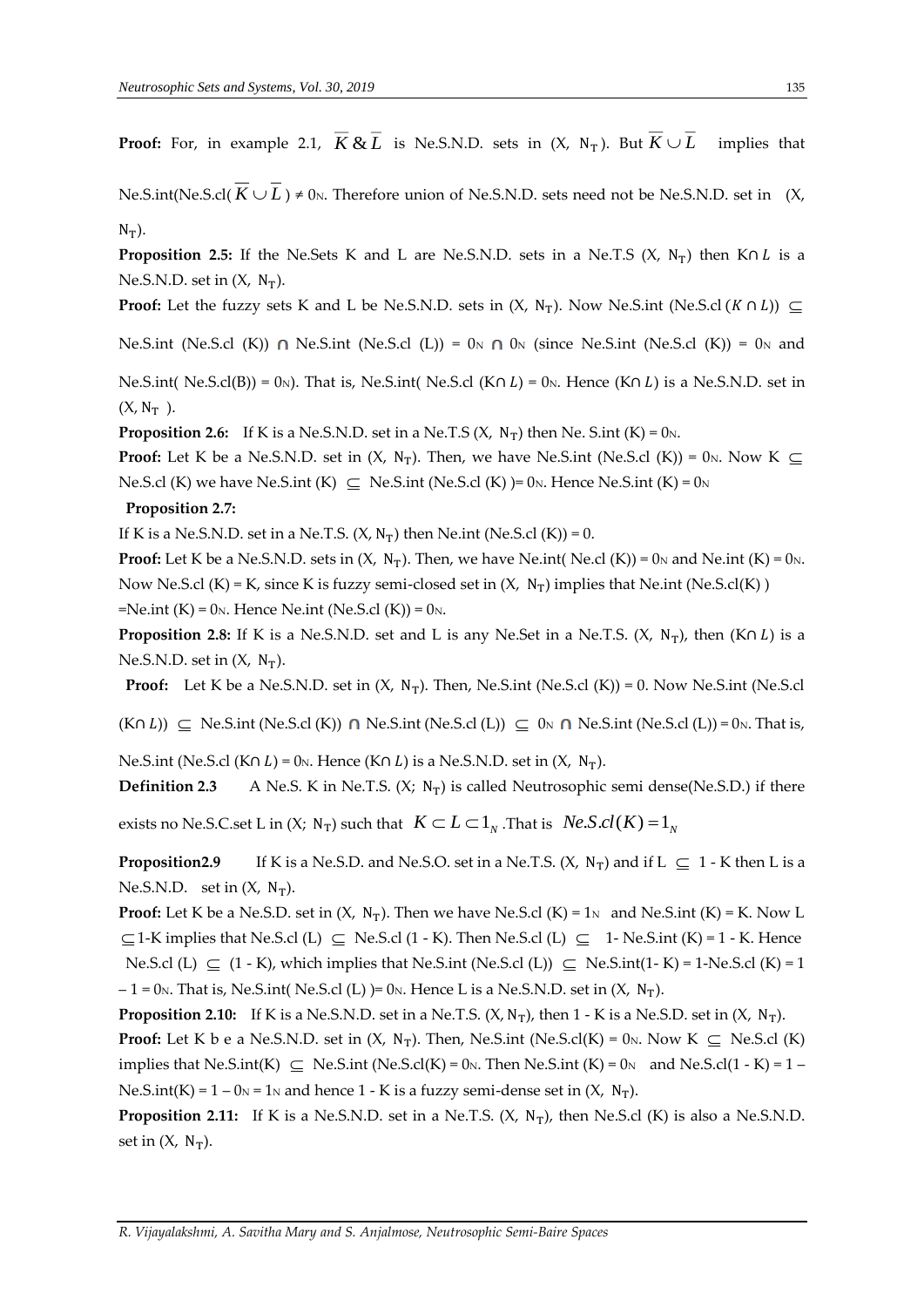**Proof:** For, in example 2.1, $\overline{K}\,\&\,\overline{L}$ is Ne.S.N.D. sets in (X, $N_T$). But $\overline{K}\cup\overline{L}$ implies that Ne.S.int(Ne.S.cl($\overline{K}\cup\overline{L}$) ≠ $0_N$. Therefore union of Ne.S.N.D. sets need not be Ne.S.N.D. set in (X, $N_T$).

**Proposition 2.5:** If the Ne.Sets K and L are Ne.S.N.D. sets in a Ne.T.S (X, $N_T$) then K∩$L$ is a Ne.S.N.D. set in (X, $N_T$).

**Proof:** Let the fuzzy sets K and L be Ne.S.N.D. sets in (X, $N_T$). Now Ne.S.int (Ne.S.cl ($K \cap L$)) ⊆ Ne.S.int (Ne.S.cl (K)) ∩ Ne.S.int (Ne.S.cl (L)) = $0_N$ ∩ $0_N$ (since Ne.S.int (Ne.S.cl (K)) = $0_N$ and Ne.S.int( Ne.S.cl(B)) = $0_N$). That is, Ne.S.int( Ne.S.cl (K∩$L$) = $0_N$. Hence (K∩$L$) is a Ne.S.N.D. set in (X, $N_T$ ).

**Proposition 2.6:** If K is a Ne.S.N.D. set in a Ne.T.S (X, $N_T$) then Ne. S.int (K) = $0_N$.

**Proof:** Let K be a Ne.S.N.D. set in (X, $N_T$). Then, we have Ne.S.int (Ne.S.cl (K)) = $0_N$. Now K ⊆ Ne.S.cl (K) we have Ne.S.int (K) ⊆ Ne.S.int (Ne.S.cl (K) )= $0_N$. Hence Ne.S.int (K) = $0_N$

**Proposition 2.7:**

If K is a Ne.S.N.D. set in a Ne.T.S. (X, $N_T$) then Ne.int (Ne.S.cl (K)) = 0.

**Proof:** Let K be a Ne.S.N.D. sets in (X, $N_T$). Then, we have Ne.int( Ne.cl (K)) = $0_N$ and Ne.int (K) = $0_N$. Now Ne.S.cl (K) = K, since K is fuzzy semi-closed set in (X, $N_T$) implies that Ne.int (Ne.S.cl(K) ) =Ne.int (K) = $0_N$. Hence Ne.int (Ne.S.cl (K)) = $0_N$.

**Proposition 2.8:** If K is a Ne.S.N.D. set and L is any Ne.Set in a Ne.T.S. (X, $N_T$), then (K∩$L$) is a Ne.S.N.D. set in (X, $N_T$).

**Proof:** Let K be a Ne.S.N.D. set in (X, $N_T$). Then, Ne.S.int (Ne.S.cl (K)) = 0. Now Ne.S.int (Ne.S.cl (K∩$L$)) ⊆ Ne.S.int (Ne.S.cl (K)) ∩ Ne.S.int (Ne.S.cl (L)) ⊆ $0_N$ ∩ Ne.S.int (Ne.S.cl (L)) = $0_N$. That is, Ne.S.int (Ne.S.cl (K∩$L$) = $0_N$. Hence (K∩$L$) is a Ne.S.N.D. set in (X, $N_T$).

**Definition 2.3** A Ne.S. K in Ne.T.S. (X; $N_T$) is called Neutrosophic semi dense(Ne.S.D.) if there exists no Ne.S.C.set L in (X; $N_T$) such that $K \subset L \subset 1_N$ .That is $Ne.S.cl(K) = 1_N$

**Proposition2.9** If K is a Ne.S.D. and Ne.S.O. set in a Ne.T.S. (X, $N_T$) and if L ⊆ 1 - K then L is a Ne.S.N.D. set in (X, $N_T$).

**Proof:** Let K be a Ne.S.D. set in (X, $N_T$). Then we have Ne.S.cl (K) = $1_N$ and Ne.S.int (K) = K. Now L ⊆1-K implies that Ne.S.cl (L) ⊆ Ne.S.cl (1 - K). Then Ne.S.cl (L) ⊆ 1- Ne.S.int (K) = 1 - K. Hence Ne.S.cl (L) ⊆ (1 - K), which implies that Ne.S.int (Ne.S.cl (L)) ⊆ Ne.S.int(1- K) = 1-Ne.S.cl (K) = 1 – 1 = $0_N$. That is, Ne.S.int( Ne.S.cl (L) )= $0_N$. Hence L is a Ne.S.N.D. set in (X, $N_T$).

**Proposition 2.10:** If K is a Ne.S.N.D. set in a Ne.T.S. (X, $N_T$), then 1 - K is a Ne.S.D. set in (X, $N_T$).

**Proof:** Let K b e a Ne.S.N.D. set in (X, $N_T$). Then, Ne.S.int (Ne.S.cl(K) = $0_N$. Now K ⊆ Ne.S.cl (K) implies that Ne.S.int(K) ⊆ Ne.S.int (Ne.S.cl(K) = $0_N$. Then Ne.S.int (K) = $0_N$ and Ne.S.cl(1 - K) = 1 – Ne.S.int(K) = 1 – $0_N$ = $1_N$ and hence 1 - K is a fuzzy semi-dense set in (X, $N_T$).

**Proposition 2.11:** If K is a Ne.S.N.D. set in a Ne.T.S. (X, $N_T$), then Ne.S.cl (K) is also a Ne.S.N.D. set in (X, $N_T$).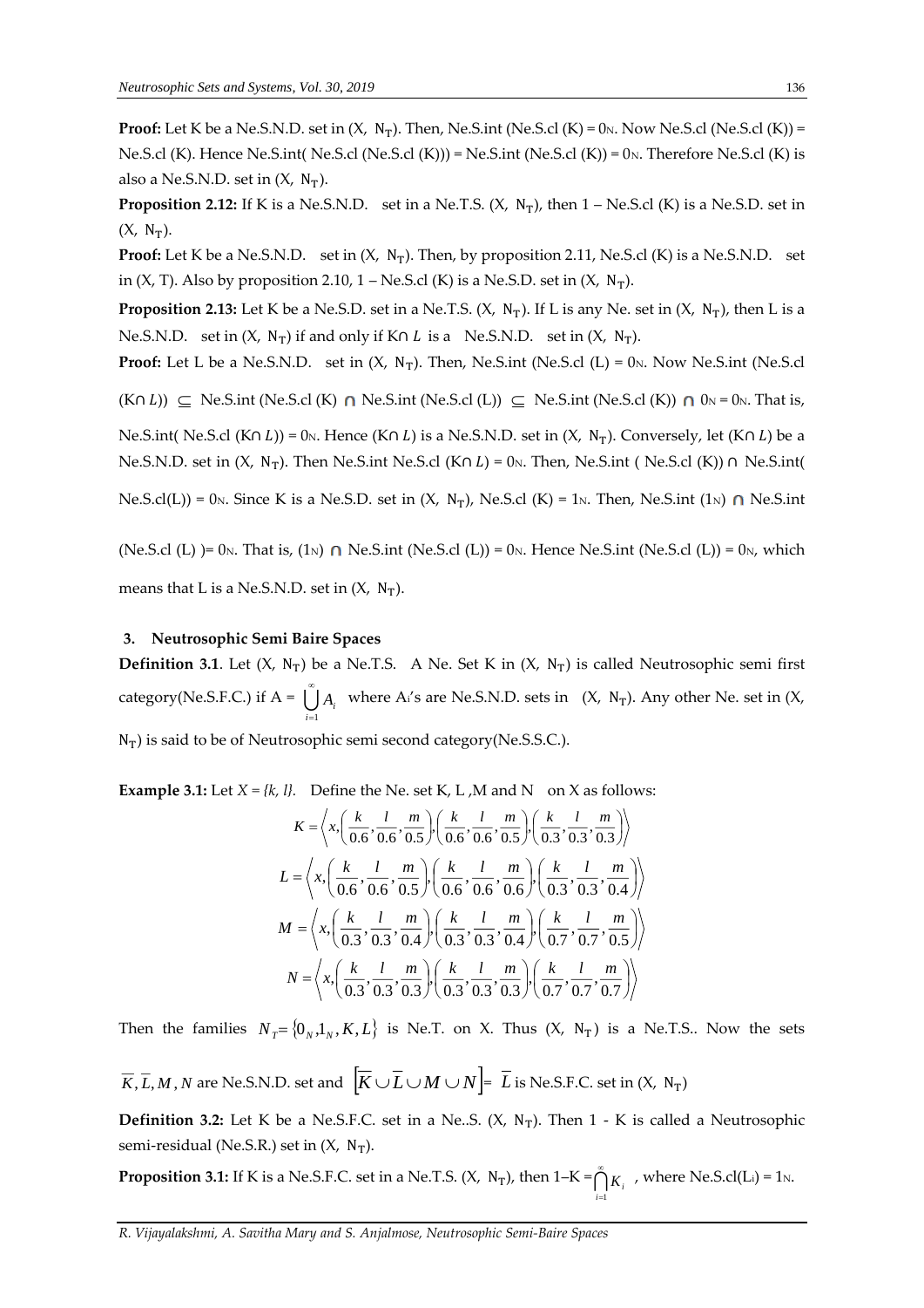**Proof:** Let K be a Ne.S.N.D. set in (X, $N_T$). Then, Ne.S.int (Ne.S.cl (K) = $0_N$. Now Ne.S.cl (Ne.S.cl (K)) = Ne.S.cl (K). Hence Ne.S.int( Ne.S.cl (Ne.S.cl (K))) = Ne.S.int (Ne.S.cl (K)) = $0_N$. Therefore Ne.S.cl (K) is also a Ne.S.N.D. set in (X, $N_T$).

**Proposition 2.12:** If K is a Ne.S.N.D. set in a Ne.T.S. (X, $N_T$), then 1 – Ne.S.cl (K) is a Ne.S.D. set in (X, $N_T$).

**Proof:** Let K be a Ne.S.N.D. set in (X, $N_T$). Then, by proposition 2.11, Ne.S.cl (K) is a Ne.S.N.D. set in (X, T). Also by proposition 2.10, 1 – Ne.S.cl (K) is a Ne.S.D. set in (X, $N_T$).

**Proposition 2.13:** Let K be a Ne.S.D. set in a Ne.T.S. (X, $N_T$). If L is any Ne. set in (X, $N_T$), then L is a Ne.S.N.D. set in (X, $N_T$) if and only if $K\cap L$ is a Ne.S.N.D. set in (X, $N_T$).

**Proof:** Let L be a Ne.S.N.D. set in (X, $N_T$). Then, Ne.S.int (Ne.S.cl (L) = $0_N$. Now Ne.S.int (Ne.S.cl $(K\cap L)$) $\subseteq$ Ne.S.int (Ne.S.cl (K) $\cap$ Ne.S.int (Ne.S.cl (L)) $\subseteq$ Ne.S.int (Ne.S.cl (K)) $\cap$ $0_N$ = $0_N$. That is, Ne.S.int( Ne.S.cl $(K\cap L)$) = $0_N$. Hence $(K\cap L)$ is a Ne.S.N.D. set in (X, $N_T$). Conversely, let $(K\cap L)$ be a Ne.S.N.D. set in (X, $N_T$). Then Ne.S.int Ne.S.cl $(K\cap L)$ = $0_N$. Then, Ne.S.int ( Ne.S.cl (K)) $\cap$ Ne.S.int( Ne.S.cl(L)) = $0_N$. Since K is a Ne.S.D. set in (X, $N_T$), Ne.S.cl (K) = $1_N$. Then, Ne.S.int ($1_N$) $\cap$ Ne.S.int (Ne.S.cl (L) )= $0_N$. That is, ($1_N$) $\cap$ Ne.S.int (Ne.S.cl (L)) = $0_N$. Hence Ne.S.int (Ne.S.cl (L)) = $0_N$, which means that L is a Ne.S.N.D. set in (X, $N_T$).

## 3. Neutrosophic Semi Baire Spaces

**Definition 3.1**. Let (X, $N_T$) be a Ne.T.S. A Ne. Set K in (X, $N_T$) is called Neutrosophic semi first category(Ne.S.F.C.) if A = $\bigcup_{i=1}^{\infty} A_i$ where $A_i$'s are Ne.S.N.D. sets in (X, $N_T$). Any other Ne. set in (X, $N_T$) is said to be of Neutrosophic semi second category(Ne.S.S.C.).

**Example 3.1:** Let $X = \{k, l\}$. Define the Ne. set K, L ,M and N on X as follows:

$$K = \left\langle x, \left(\frac{k}{0.6}, \frac{l}{0.6}, \frac{m}{0.5}\right), \left(\frac{k}{0.6}, \frac{l}{0.6}, \frac{m}{0.5}\right), \left(\frac{k}{0.3}, \frac{l}{0.3}, \frac{m}{0.3}\right) \right\rangle$$

$$L = \left\langle x, \left(\frac{k}{0.6}, \frac{l}{0.6}, \frac{m}{0.5}\right), \left(\frac{k}{0.6}, \frac{l}{0.6}, \frac{m}{0.6}\right), \left(\frac{k}{0.3}, \frac{l}{0.3}, \frac{m}{0.4}\right) \right\rangle$$

$$M = \left\langle x, \left(\frac{k}{0.3}, \frac{l}{0.3}, \frac{m}{0.4}\right), \left(\frac{k}{0.3}, \frac{l}{0.3}, \frac{m}{0.4}\right), \left(\frac{k}{0.7}, \frac{l}{0.7}, \frac{m}{0.5}\right) \right\rangle$$

$$N = \left\langle x, \left(\frac{k}{0.3}, \frac{l}{0.3}, \frac{m}{0.3}\right), \left(\frac{k}{0.3}, \frac{l}{0.3}, \frac{m}{0.3}\right), \left(\frac{k}{0.7}, \frac{l}{0.7}, \frac{m}{0.7}\right) \right\rangle$$

Then the families $N_T = \{0_N, 1_N, K, L\}$ is Ne.T. on X. Thus (X, $N_T$) is a Ne.T.S.. Now the sets $\overline{K}, \overline{L}, M, N$ are Ne.S.N.D. set and $\left[\overline{K} \cup \overline{L} \cup M \cup N\right] = \overline{L}$ is Ne.S.F.C. set in (X, $N_T$)

**Definition 3.2:** Let K be a Ne.S.F.C. set in a Ne..S. (X, $N_T$). Then 1 - K is called a Neutrosophic semi-residual (Ne.S.R.) set in (X, $N_T$).

**Proposition 3.1:** If K is a Ne.S.F.C. set in a Ne.T.S. (X, $N_T$), then $1-K = \bigcap_{i=1}^{\infty} K_i$ , where Ne.S.cl($L_i$) = $1_N$.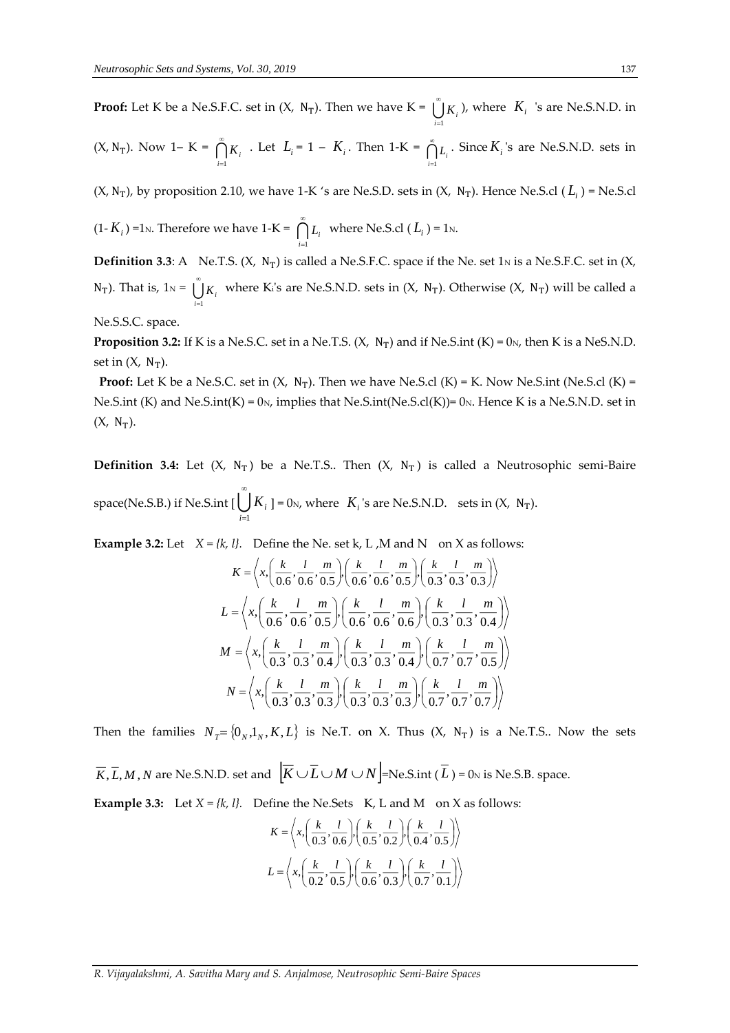**Proof:** Let K be a Ne.S.F.C. set in (X, $N_T$). Then we have K = $\bigcup_{i=1}^{\infty} K_i$ ), where $K_i$ 's are Ne.S.N.D. in (X, $N_T$). Now 1– K = $\bigcap_{i=1}^{\infty} K_i$ . Let $L_i$ = 1 – $K_i$. Then 1-K = $\bigcap_{i=1}^{\infty} L_i$. Since $K_i$ 's are Ne.S.N.D. sets in (X, $N_T$), by proposition 2.10, we have 1-K 's are Ne.S.D. sets in (X, $N_T$). Hence Ne.S.cl ( $L_i$ ) = Ne.S.cl (1- $K_i$ ) =$1_N$. Therefore we have 1-K = $\bigcap_{i=1}^{\infty} L_i$ where Ne.S.cl ( $L_i$ ) = $1_N$.

**Definition 3.3**: A Ne.T.S. (X, $N_T$) is called a Ne.S.F.C. space if the Ne. set $1_N$ is a Ne.S.F.C. set in (X, $N_T$). That is, $1_N$ = $\bigcup_{i=1}^{\infty} K_i$ where $K_i$'s are Ne.S.N.D. sets in (X, $N_T$). Otherwise (X, $N_T$) will be called a Ne.S.S.C. space.

**Proposition 3.2:** If K is a Ne.S.C. set in a Ne.T.S. (X, $N_T$) and if Ne.S.int (K) = $0_N$, then K is a NeS.N.D. set in (X, $N_T$).

**Proof:** Let K be a Ne.S.C. set in (X, $N_T$). Then we have Ne.S.cl (K) = K. Now Ne.S.int (Ne.S.cl (K) = Ne.S.int (K) and Ne.S.int(K) = $0_N$, implies that Ne.S.int(Ne.S.cl(K))= $0_N$. Hence K is a Ne.S.N.D. set in (X, $N_T$).

**Definition 3.4:** Let (X, $N_T$) be a Ne.T.S.. Then (X, $N_T$) is called a Neutrosophic semi-Baire space(Ne.S.B.) if Ne.S.int [ $\bigcup_{i=1}^{\infty} K_i$ ] = $0_N$, where $K_i$ 's are Ne.S.N.D. sets in (X, $N_T$).

**Example 3.2:** Let $X = \{k, l\}$. Define the Ne. set k, L ,M and N on X as follows:

$$K = \left\langle x, \left(\frac{k}{0.6}, \frac{l}{0.6}, \frac{m}{0.5}\right), \left(\frac{k}{0.6}, \frac{l}{0.6}, \frac{m}{0.5}\right), \left(\frac{k}{0.3}, \frac{l}{0.3}, \frac{m}{0.3}\right) \right\rangle$$

$$L = \left\langle x, \left(\frac{k}{0.6}, \frac{l}{0.6}, \frac{m}{0.5}\right), \left(\frac{k}{0.6}, \frac{l}{0.6}, \frac{m}{0.6}\right), \left(\frac{k}{0.3}, \frac{l}{0.3}, \frac{m}{0.4}\right) \right\rangle$$

$$M = \left\langle x, \left(\frac{k}{0.3}, \frac{l}{0.3}, \frac{m}{0.4}\right), \left(\frac{k}{0.3}, \frac{l}{0.3}, \frac{m}{0.4}\right), \left(\frac{k}{0.7}, \frac{l}{0.7}, \frac{m}{0.5}\right) \right\rangle$$

$$N = \left\langle x, \left(\frac{k}{0.3}, \frac{l}{0.3}, \frac{m}{0.3}\right), \left(\frac{k}{0.3}, \frac{l}{0.3}, \frac{m}{0.3}\right), \left(\frac{k}{0.7}, \frac{l}{0.7}, \frac{m}{0.7}\right) \right\rangle$$

Then the families $N_T = \{0_N, 1_N, K, L\}$ is Ne.T. on X. Thus (X, $N_T$) is a Ne.T.S.. Now the sets $\overline{K}, \overline{L}, M, N$ are Ne.S.N.D. set and $\left[\overline{K} \cup \overline{L} \cup M \cup N\right]$=Ne.S.int ( $\overline{L}$ ) = $0_N$ is Ne.S.B. space.

**Example 3.3:** Let $X = \{k, l\}$. Define the Ne.Sets K, L and M on X as follows:

$$K = \left\langle x, \left(\frac{k}{0.3}, \frac{l}{0.6}\right), \left(\frac{k}{0.5}, \frac{l}{0.2}\right), \left(\frac{k}{0.4}, \frac{l}{0.5}\right) \right\rangle$$

$$L = \left\langle x, \left(\frac{k}{0.2}, \frac{l}{0.5}\right), \left(\frac{k}{0.6}, \frac{l}{0.3}\right), \left(\frac{k}{0.7}, \frac{l}{0.1}\right) \right\rangle$$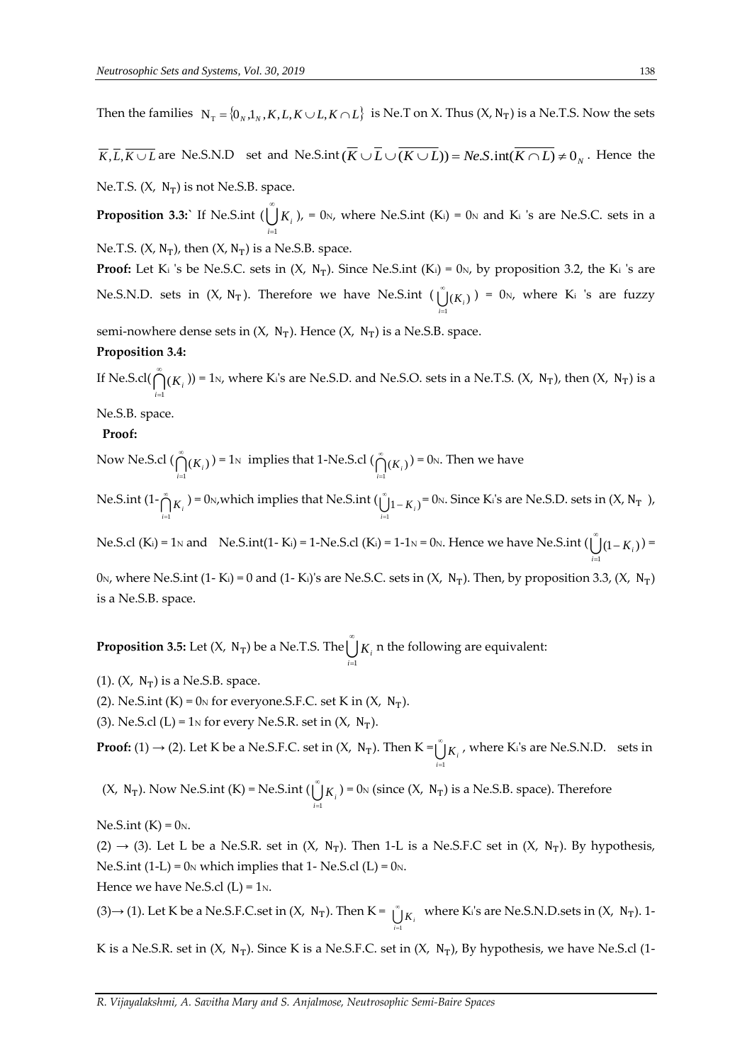Then the families $N_T = \{0_N, 1_N, K, L, K \cup L, K \cap L\}$ is Ne.T on X. Thus (X, $N_T$) is a Ne.T.S. Now the sets $\overline{K}, \overline{L}, \overline{K \cup L}$ are Ne.S.N.D set and Ne.S.int$(\overline{K} \cup \overline{L} \cup \overline{(K \cup L)}) = Ne.S.\text{int}(\overline{K \cap L}) \neq 0_N$. Hence the Ne.T.S. (X, $N_T$) is not Ne.S.B. space.

**Proposition 3.3:**` If Ne.S.int $(\bigcup_{i=1}^{\infty} K_i)$, = $0_N$, where Ne.S.int ($K_i$) = $0_N$ and $K_i$ 's are Ne.S.C. sets in a Ne.T.S. (X, $N_T$), then (X, $N_T$) is a Ne.S.B. space.

**Proof:** Let $K_i$ 's be Ne.S.C. sets in (X, $N_T$). Since Ne.S.int ($K_i$) = $0_N$, by proposition 3.2, the $K_i$ 's are Ne.S.N.D. sets in (X, $N_T$). Therefore we have Ne.S.int $(\bigcup_{i=1}^{\infty}(K_i))$ = $0_N$, where $K_i$ 's are fuzzy semi-nowhere dense sets in (X, $N_T$). Hence (X, $N_T$) is a Ne.S.B. space.

**Proposition 3.4:**

If Ne.S.cl$(\bigcap_{i=1}^{\infty}(K_i))$ = $1_N$, where $K_i$'s are Ne.S.D. and Ne.S.O. sets in a Ne.T.S. (X, $N_T$), then (X, $N_T$) is a Ne.S.B. space.

**Proof:**

Now Ne.S.cl $(\bigcap_{i=1}^{\infty}(K_i))$ = $1_N$ implies that 1-Ne.S.cl $(\bigcap_{i=1}^{\infty}(K_i))$ = $0_N$. Then we have

Ne.S.int $(1-\bigcap_{i=1}^{\infty} K_i)$ = $0_N$,which implies that Ne.S.int $(\bigcup_{i=1}^{\infty} 1-K_i)$= $0_N$. Since $K_i$'s are Ne.S.D. sets in (X, $N_T$ ),

Ne.S.cl ($K_i$) = $1_N$ and Ne.S.int(1- $K_i$) = 1-Ne.S.cl ($K_i$) = 1-$1_N$ = $0_N$. Hence we have Ne.S.int $(\bigcup_{i=1}^{\infty}(1-K_i))$ = $0_N$, where Ne.S.int (1- $K_i$) = 0 and (1- $K_i$)'s are Ne.S.C. sets in (X, $N_T$). Then, by proposition 3.3, (X, $N_T$) is a Ne.S.B. space.

**Proposition 3.5:** Let (X, $N_T$) be a Ne.T.S. The$\bigcup_{i=1}^{\infty} K_i$ n the following are equivalent:

(1). (X, $N_T$) is a Ne.S.B. space.

(2). Ne.S.int (K) = $0_N$ for everyone.S.F.C. set K in (X, $N_T$).

(3). Ne.S.cl (L) = $1_N$ for every Ne.S.R. set in (X, $N_T$).

**Proof:** (1) → (2). Let K be a Ne.S.F.C. set in (X, $N_T$). Then K =$\bigcup_{i=1}^{\infty} K_i$ , where $K_i$'s are Ne.S.N.D. sets in (X, $N_T$). Now Ne.S.int (K) = Ne.S.int $(\bigcup_{i=1}^{\infty} K_i)$ = $0_N$ (since (X, $N_T$) is a Ne.S.B. space). Therefore Ne.S.int (K) = $0_N$.

(2) → (3). Let L be a Ne.S.R. set in (X, $N_T$). Then 1-L is a Ne.S.F.C set in (X, $N_T$). By hypothesis, Ne.S.int (1-L) = $0_N$ which implies that 1- Ne.S.cl (L) = $0_N$.

Hence we have Ne.S.cl (L) = $1_N$.

(3)→ (1). Let K be a Ne.S.F.C.set in (X, $N_T$). Then K = $\bigcup_{i=1}^{\infty} K_i$ where $K_i$'s are Ne.S.N.D.sets in (X, $N_T$). 1-K is a Ne.S.R. set in (X, $N_T$). Since K is a Ne.S.F.C. set in (X, $N_T$), By hypothesis, we have Ne.S.cl (1-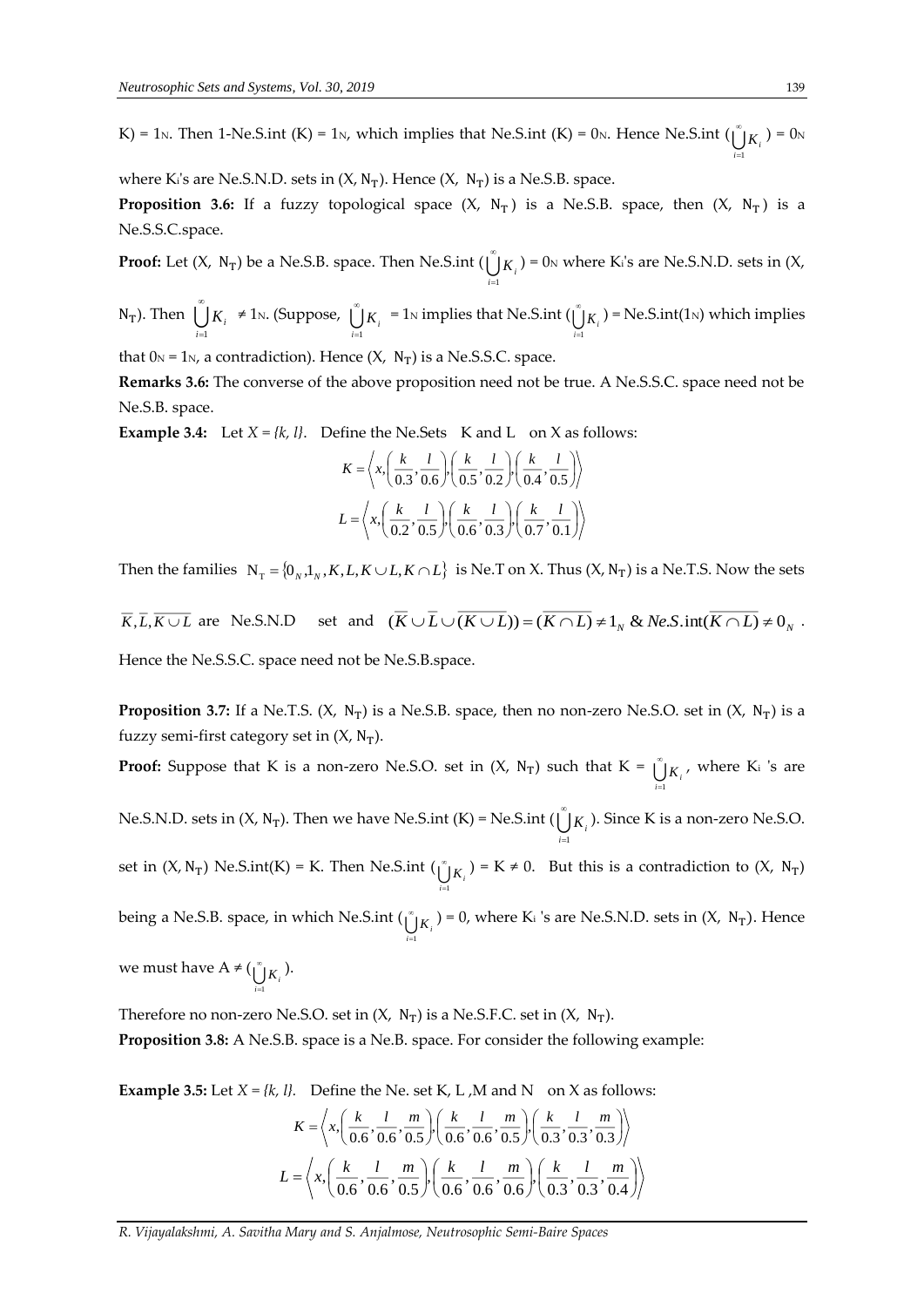K) = $1_N$. Then 1-Ne.S.int (K) = $1_N$, which implies that Ne.S.int (K) = $0_N$. Hence Ne.S.int ($\bigcup_{i=1}^{\infty} K_i$) = $0_N$ where $K_i$'s are Ne.S.N.D. sets in (X, $N_T$). Hence (X, $N_T$) is a Ne.S.B. space.

**Proposition 3.6:** If a fuzzy topological space (X, $N_T$) is a Ne.S.B. space, then (X, $N_T$) is a Ne.S.S.C.space.

**Proof:** Let (X, $N_T$) be a Ne.S.B. space. Then Ne.S.int ($\bigcup_{i=1}^{\infty} K_i$) = $0_N$ where $K_i$'s are Ne.S.N.D. sets in (X, $N_T$). Then $\bigcup_{i=1}^{\infty} K_i \neq 1_N$. (Suppose, $\bigcup_{i=1}^{\infty} K_i = 1_N$ implies that Ne.S.int ($\bigcup_{i=1}^{\infty} K_i$) = Ne.S.int($1_N$) which implies that $0_N = 1_N$, a contradiction). Hence (X, $N_T$) is a Ne.S.S.C. space.

**Remarks 3.6:** The converse of the above proposition need not be true. A Ne.S.S.C. space need not be Ne.S.B. space.

**Example 3.4:** Let *X = {k, l}*. Define the Ne.Sets K and L on X as follows:

$$K = \left\langle x, \left(\frac{k}{0.3}, \frac{l}{0.6}\right), \left(\frac{k}{0.5}, \frac{l}{0.2}\right), \left(\frac{k}{0.4}, \frac{l}{0.5}\right) \right\rangle$$

$$L = \left\langle x, \left(\frac{k}{0.2}, \frac{l}{0.5}\right), \left(\frac{k}{0.6}, \frac{l}{0.3}\right), \left(\frac{k}{0.7}, \frac{l}{0.1}\right) \right\rangle$$

Then the families $N_T = \{0_N, 1_N, K, L, K \cup L, K \cap L\}$ is Ne.T on X. Thus (X, $N_T$) is a Ne.T.S. Now the sets

$\overline{K}, \overline{L}, \overline{K \cup L}$ are Ne.S.N.D set and $(\overline{K} \cup \overline{L} \cup \overline{(K \cup L)}) = \overline{(K \cap L)} \neq 1_N$ & $Ne.S.\text{int}(\overline{K \cap L}) \neq 0_N$.

Hence the Ne.S.S.C. space need not be Ne.S.B.space.

**Proposition 3.7:** If a Ne.T.S. (X, $N_T$) is a Ne.S.B. space, then no non-zero Ne.S.O. set in (X, $N_T$) is a fuzzy semi-first category set in (X, $N_T$).

**Proof:** Suppose that K is a non-zero Ne.S.O. set in (X, $N_T$) such that K = $\bigcup_{i=1}^{\infty} K_i$, where $K_i$ 's are Ne.S.N.D. sets in (X, $N_T$). Then we have Ne.S.int (K) = Ne.S.int ($\bigcup_{i=1}^{\infty} K_i$). Since K is a non-zero Ne.S.O. set in (X, $N_T$) Ne.S.int(K) = K. Then Ne.S.int ($\bigcup_{i=1}^{\infty} K_i$) = K ≠ 0. But this is a contradiction to (X, $N_T$) being a Ne.S.B. space, in which Ne.S.int ($\bigcup_{i=1}^{\infty} K_i$) = 0, where $K_i$ 's are Ne.S.N.D. sets in (X, $N_T$). Hence we must have A ≠ ($\bigcup_{i=1}^{\infty} K_i$).

Therefore no non-zero Ne.S.O. set in (X, $N_T$) is a Ne.S.F.C. set in (X, $N_T$).

**Proposition 3.8:** A Ne.S.B. space is a Ne.B. space. For consider the following example:

**Example 3.5:** Let *X = {k, l}.* Define the Ne. set K, L ,M and N on X as follows:

$$K = \left\langle x, \left(\frac{k}{0.6}, \frac{l}{0.6}, \frac{m}{0.5}\right), \left(\frac{k}{0.6}, \frac{l}{0.6}, \frac{m}{0.5}\right), \left(\frac{k}{0.3}, \frac{l}{0.3}, \frac{m}{0.3}\right) \right\rangle$$

$$L = \left\langle x, \left(\frac{k}{0.6}, \frac{l}{0.6}, \frac{m}{0.5}\right), \left(\frac{k}{0.6}, \frac{l}{0.6}, \frac{m}{0.6}\right), \left(\frac{k}{0.3}, \frac{l}{0.3}, \frac{m}{0.4}\right) \right\rangle$$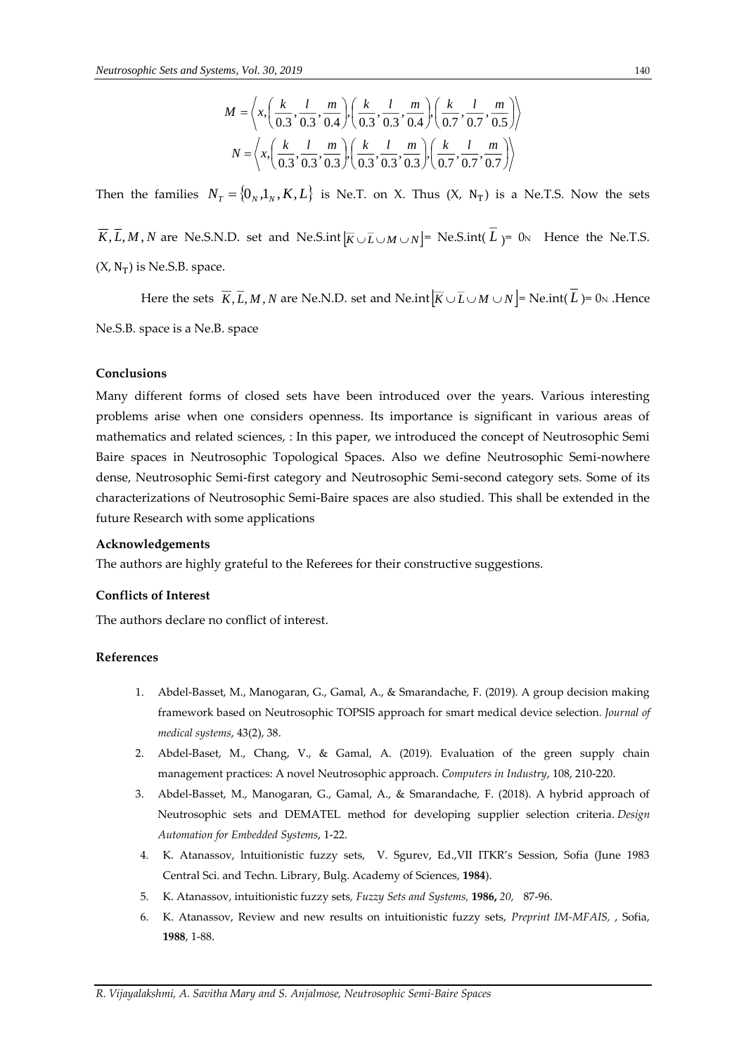$$M = \left\langle x, \left(\frac{k}{0.3}, \frac{l}{0.3}, \frac{m}{0.4}\right), \left(\frac{k}{0.3}, \frac{l}{0.3}, \frac{m}{0.4}\right), \left(\frac{k}{0.7}, \frac{l}{0.7}, \frac{m}{0.5}\right) \right\rangle$$

$$N = \left\langle x, \left(\frac{k}{0.3}, \frac{l}{0.3}, \frac{m}{0.3}\right), \left(\frac{k}{0.3}, \frac{l}{0.3}, \frac{m}{0.3}\right), \left(\frac{k}{0.7}, \frac{l}{0.7}, \frac{m}{0.7}\right) \right\rangle$$

Then the families $N_T = \{0_N, 1_N, K, L\}$ is Ne.T. on X. Thus (X, $N_T$) is a Ne.T.S. Now the sets $\overline{K}, \overline{L}, M, N$ are Ne.S.N.D. set and Ne.S.int$\left[\overline{K} \cup \overline{L} \cup M \cup N\right]$= Ne.S.int($\overline{L}$)= $0_N$ Hence the Ne.T.S. (X, $N_T$) is Ne.S.B. space.

Here the sets $\overline{K}, \overline{L}, M, N$ are Ne.N.D. set and Ne.int$\left[\overline{K} \cup \overline{L} \cup M \cup N\right]$= Ne.int($\overline{L}$)= $0_N$ .Hence Ne.S.B. space is a Ne.B. space

**Conclusions**

Many different forms of closed sets have been introduced over the years. Various interesting problems arise when one considers openness. Its importance is significant in various areas of mathematics and related sciences, : In this paper, we introduced the concept of Neutrosophic Semi Baire spaces in Neutrosophic Topological Spaces. Also we define Neutrosophic Semi-nowhere dense, Neutrosophic Semi-first category and Neutrosophic Semi-second category sets. Some of its characterizations of Neutrosophic Semi-Baire spaces are also studied. This shall be extended in the future Research with some applications

**Acknowledgements**

The authors are highly grateful to the Referees for their constructive suggestions.

**Conflicts of Interest**

The authors declare no conflict of interest.

**References**

1. Abdel-Basset, M., Manogaran, G., Gamal, A., & Smarandache, F. (2019). A group decision making framework based on Neutrosophic TOPSIS approach for smart medical device selection. *Journal of medical systems*, 43(2), 38.
2. Abdel-Baset, M., Chang, V., & Gamal, A. (2019). Evaluation of the green supply chain management practices: A novel Neutrosophic approach. *Computers in Industry*, 108, 210-220.
3. Abdel-Basset, M., Manogaran, G., Gamal, A., & Smarandache, F. (2018). A hybrid approach of Neutrosophic sets and DEMATEL method for developing supplier selection criteria. *Design Automation for Embedded Systems*, 1-22.
4. K. Atanassov, lntuitionistic fuzzy sets, V. Sgurev, Ed.,VII ITKR's Session, Sofia (June 1983 Central Sci. and Techn. Library, Bulg. Academy of Sciences, **1984**).
5. K. Atanassov, intuitionistic fuzzy sets, *Fuzzy Sets and Systems,* **1986,** *20,* 87-96.
6. K. Atanassov, Review and new results on intuitionistic fuzzy sets, *Preprint IM-MFAIS,* , Sofia, **1988**, 1-88.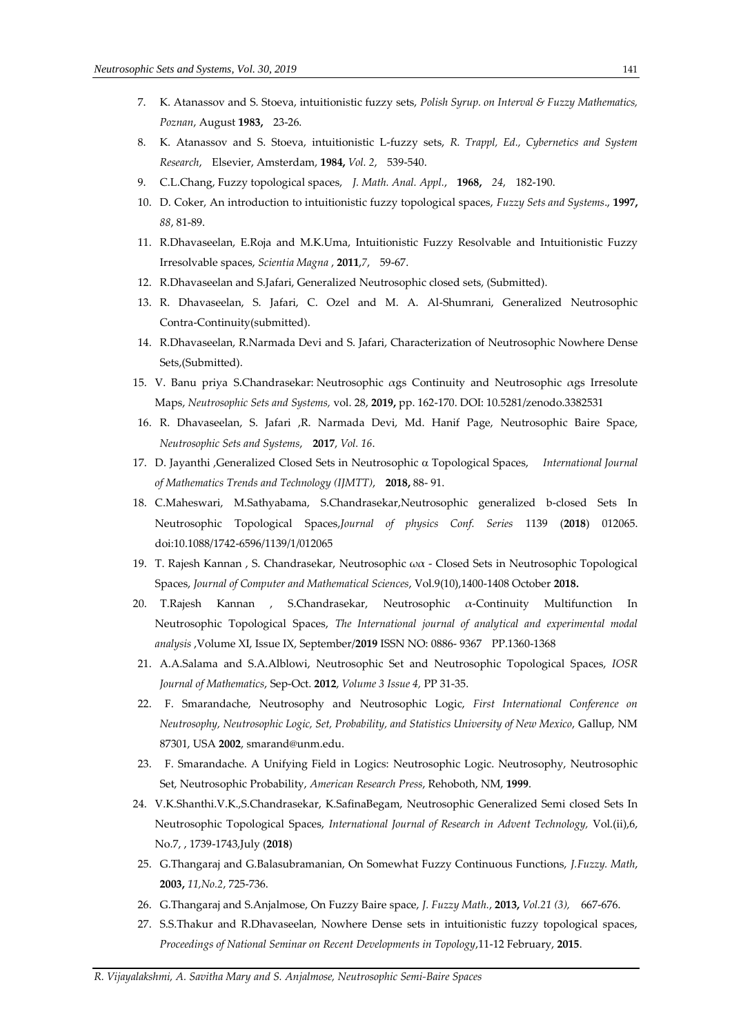7. K. Atanassov and S. Stoeva, intuitionistic fuzzy sets, *Polish Syrup. on Interval & Fuzzy Mathematics, Poznan*, August **1983,** 23-26.
8. K. Atanassov and S. Stoeva, intuitionistic L-fuzzy sets, *R. Trappl, Ed., Cybernetics and System Research*, Elsevier, Amsterdam, **1984,** *Vol. 2*, 539-540.
9. C.L.Chang, Fuzzy topological spaces, *J. Math. Anal. Appl.*, **1968,** *24*, 182-190.
10. D. Coker, An introduction to intuitionistic fuzzy topological spaces, *Fuzzy Sets and Systems*., **1997,** *88*, 81-89.
11. R.Dhavaseelan, E.Roja and M.K.Uma, Intuitionistic Fuzzy Resolvable and Intuitionistic Fuzzy Irresolvable spaces, *Scientia Magna* , **2011**,*7*, 59-67.
12. R.Dhavaseelan and S.Jafari, Generalized Neutrosophic closed sets, (Submitted).
13. R. Dhavaseelan, S. Jafari, C. Ozel and M. A. Al-Shumrani, Generalized Neutrosophic Contra-Continuity(submitted).
14. R.Dhavaseelan, R.Narmada Devi and S. Jafari, Characterization of Neutrosophic Nowhere Dense Sets,(Submitted).
15. V. Banu priya S.Chandrasekar: Neutrosophic $\alpha$gs Continuity and Neutrosophic $\alpha$gs Irresolute Maps, *Neutrosophic Sets and Systems,* vol. 28, **2019,** pp. 162-170. DOI: 10.5281/zenodo.3382531
16. R. Dhavaseelan, S. Jafari ,R. Narmada Devi, Md. Hanif Page, Neutrosophic Baire Space, *Neutrosophic Sets and Systems*, **2017**, *Vol. 16*.
17. D. Jayanthi ,Generalized Closed Sets in Neutrosophic $\alpha$ Topological Spaces, *International Journal of Mathematics Trends and Technology (IJMTT)*, **2018,** 88- 91.
18. C.Maheswari, M.Sathyabama, S.Chandrasekar,Neutrosophic generalized b-closed Sets In Neutrosophic Topological Spaces,*Journal of physics Conf. Series* 1139 (**2018**) 012065. doi:10.1088/1742-6596/1139/1/012065
19. T. Rajesh Kannan , S. Chandrasekar, Neutrosophic $\omega\alpha$ - Closed Sets in Neutrosophic Topological Spaces, *Journal of Computer and Mathematical Sciences*, Vol.9(10),1400-1408 October **2018.**
20. T.Rajesh Kannan , S.Chandrasekar, Neutrosophic $\alpha$-Continuity Multifunction In Neutrosophic Topological Spaces, *The International journal of analytical and experimental modal analysis* ,Volume XI, Issue IX, September/**2019** ISSN NO: 0886- 9367 PP.1360-1368
21. A.A.Salama and S.A.Alblowi, Neutrosophic Set and Neutrosophic Topological Spaces, *IOSR Journal of Mathematics*, Sep-Oct. **2012**, *Volume 3 Issue 4,* PP 31-35.
22. F. Smarandache, Neutrosophy and Neutrosophic Logic, *First International Conference on Neutrosophy, Neutrosophic Logic, Set, Probability, and Statistics University of New Mexico*, Gallup, NM 87301, USA **2002**, smarand@unm.edu.
23. F. Smarandache. A Unifying Field in Logics: Neutrosophic Logic. Neutrosophy, Neutrosophic Set, Neutrosophic Probability, *American Research Press*, Rehoboth, NM, **1999**.
24. V.K.Shanthi.V.K.,S.Chandrasekar, K.SafinaBegam, Neutrosophic Generalized Semi closed Sets In Neutrosophic Topological Spaces, *International Journal of Research in Advent Technology,* Vol.(ii),6, No.7, , 1739-1743,July (**2018**)
25. G.Thangaraj and G.Balasubramanian, On Somewhat Fuzzy Continuous Functions, *J.Fuzzy. Math*, **2003,** *11,No.2*, 725-736.
26. G.Thangaraj and S.Anjalmose, On Fuzzy Baire space, *J. Fuzzy Math.*, **2013,** *Vol.21 (3),* 667-676.
27. S.S.Thakur and R.Dhavaseelan, Nowhere Dense sets in intuitionistic fuzzy topological spaces, *Proceedings of National Seminar on Recent Developments in Topology*,11-12 February, **2015**.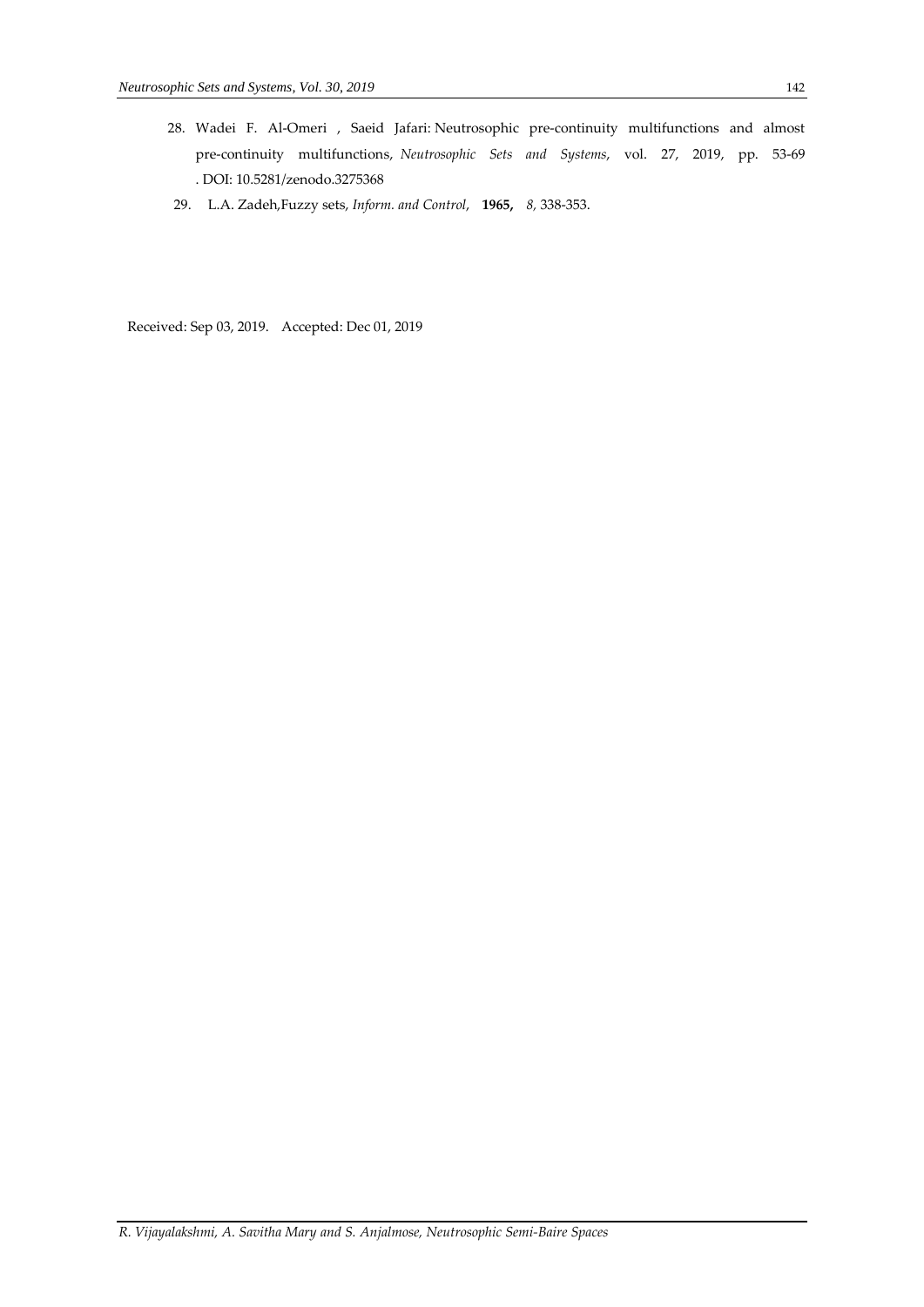28. Wadei F. Al-Omeri , Saeid Jafari: Neutrosophic pre-continuity multifunctions and almost pre-continuity multifunctions, *Neutrosophic Sets and Systems*, vol. 27, 2019, pp. 53-69 . DOI: 10.5281/zenodo.3275368
29. L.A. Zadeh,Fuzzy sets, *Inform. and Control*, **1965,** *8,* 338-353.

Received: Sep 03, 2019. Accepted: Dec 01, 2019